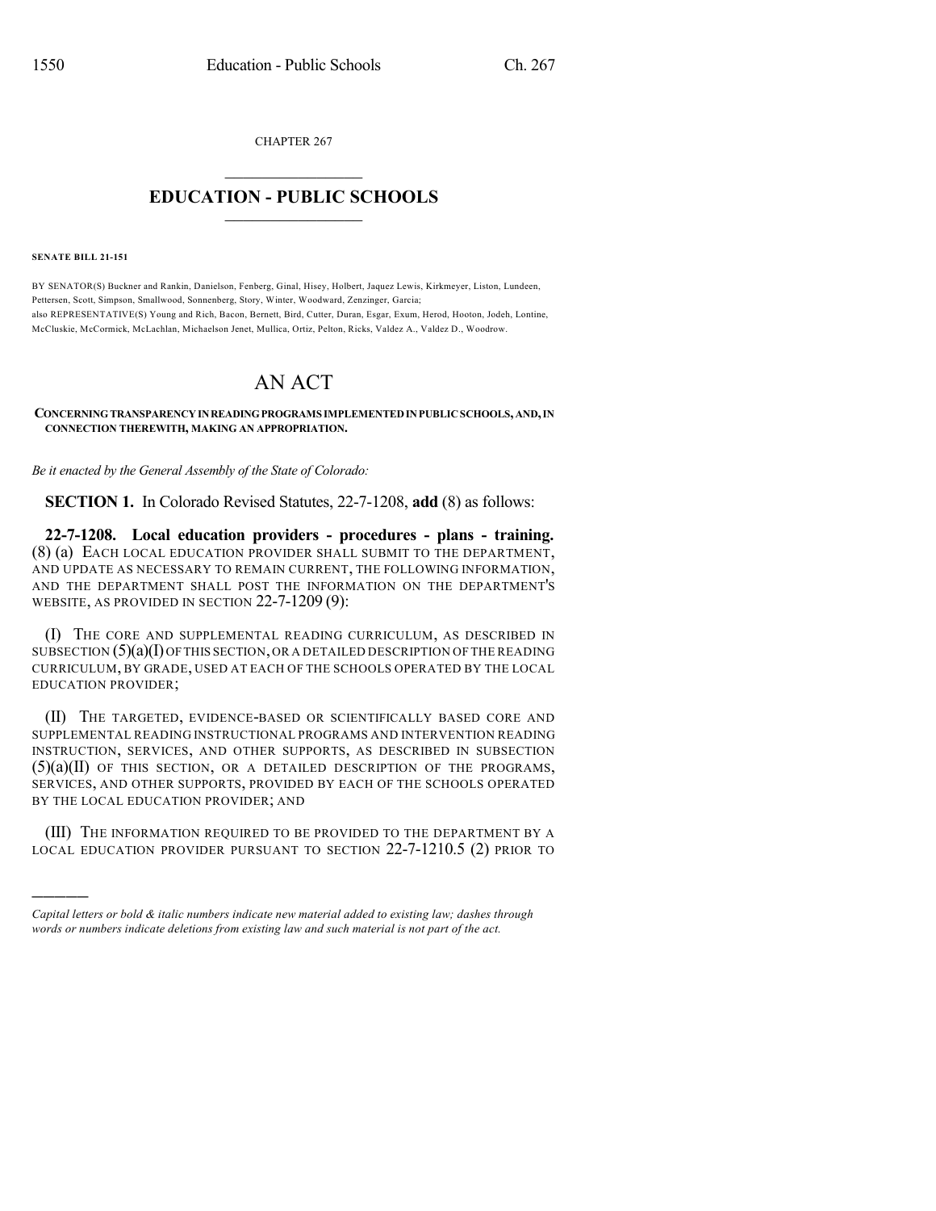CHAPTER 267

# EDUCATION - PUBLIC SCHOOLS

**SENATE BILL 21-151**

BY SENATOR(S) Buckner and Rankin, Danielson, Fenberg, Ginal, Hisey, Holbert, Jaquez Lewis, Kirkmeyer, Liston, Lundeen, Pettersen, Scott, Simpson, Smallwood, Sonnenberg, Story, Winter, Woodward, Zenzinger, Garcia;
also REPRESENTATIVE(S) Young and Rich, Bacon, Bernett, Bird, Cutter, Duran, Esgar, Exum, Herod, Hooton, Jodeh, Lontine, McCluskie, McCormick, McLachlan, Michaelson Jenet, Mullica, Ortiz, Pelton, Ricks, Valdez A., Valdez D., Woodrow.

# AN ACT

**CONCERNING TRANSPARENCY IN READING PROGRAMS IMPLEMENTED IN PUBLIC SCHOOLS, AND, IN CONNECTION THEREWITH, MAKING AN APPROPRIATION.**

*Be it enacted by the General Assembly of the State of Colorado:*

**SECTION 1.** In Colorado Revised Statutes, 22-7-1208, **add** (8) as follows:

**22-7-1208. Local education providers - procedures - plans - training.** (8) (a) EACH LOCAL EDUCATION PROVIDER SHALL SUBMIT TO THE DEPARTMENT, AND UPDATE AS NECESSARY TO REMAIN CURRENT, THE FOLLOWING INFORMATION, AND THE DEPARTMENT SHALL POST THE INFORMATION ON THE DEPARTMENT'S WEBSITE, AS PROVIDED IN SECTION 22-7-1209 (9):

(I) THE CORE AND SUPPLEMENTAL READING CURRICULUM, AS DESCRIBED IN SUBSECTION (5)(a)(I) OF THIS SECTION, OR A DETAILED DESCRIPTION OF THE READING CURRICULUM, BY GRADE, USED AT EACH OF THE SCHOOLS OPERATED BY THE LOCAL EDUCATION PROVIDER;

(II) THE TARGETED, EVIDENCE-BASED OR SCIENTIFICALLY BASED CORE AND SUPPLEMENTAL READING INSTRUCTIONAL PROGRAMS AND INTERVENTION READING INSTRUCTION, SERVICES, AND OTHER SUPPORTS, AS DESCRIBED IN SUBSECTION (5)(a)(II) OF THIS SECTION, OR A DETAILED DESCRIPTION OF THE PROGRAMS, SERVICES, AND OTHER SUPPORTS, PROVIDED BY EACH OF THE SCHOOLS OPERATED BY THE LOCAL EDUCATION PROVIDER; AND

(III) THE INFORMATION REQUIRED TO BE PROVIDED TO THE DEPARTMENT BY A LOCAL EDUCATION PROVIDER PURSUANT TO SECTION 22-7-1210.5 (2) PRIOR TO

---

*Capital letters or bold & italic numbers indicate new material added to existing law; dashes through words or numbers indicate deletions from existing law and such material is not part of the act.*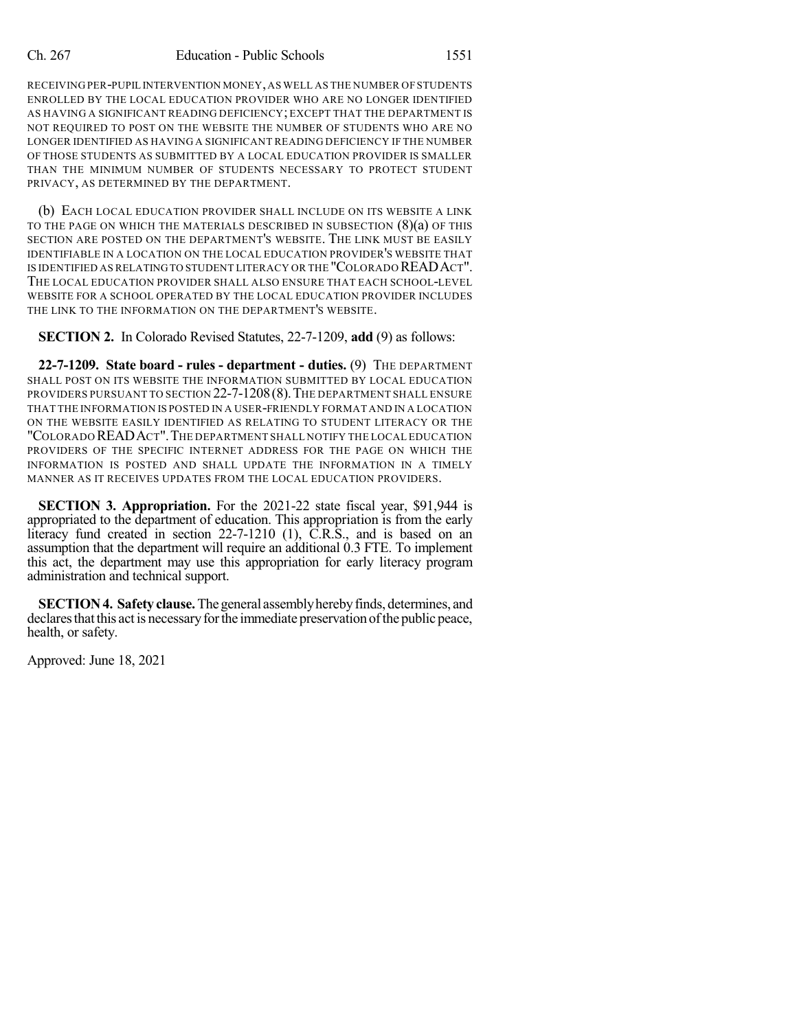RECEIVING PER-PUPIL INTERVENTION MONEY, AS WELL AS THE NUMBER OF STUDENTS ENROLLED BY THE LOCAL EDUCATION PROVIDER WHO ARE NO LONGER IDENTIFIED AS HAVING A SIGNIFICANT READING DEFICIENCY; EXCEPT THAT THE DEPARTMENT IS NOT REQUIRED TO POST ON THE WEBSITE THE NUMBER OF STUDENTS WHO ARE NO LONGER IDENTIFIED AS HAVING A SIGNIFICANT READING DEFICIENCY IF THE NUMBER OF THOSE STUDENTS AS SUBMITTED BY A LOCAL EDUCATION PROVIDER IS SMALLER THAN THE MINIMUM NUMBER OF STUDENTS NECESSARY TO PROTECT STUDENT PRIVACY, AS DETERMINED BY THE DEPARTMENT.

(b) EACH LOCAL EDUCATION PROVIDER SHALL INCLUDE ON ITS WEBSITE A LINK TO THE PAGE ON WHICH THE MATERIALS DESCRIBED IN SUBSECTION (8)(a) OF THIS SECTION ARE POSTED ON THE DEPARTMENT'S WEBSITE. THE LINK MUST BE EASILY IDENTIFIABLE IN A LOCATION ON THE LOCAL EDUCATION PROVIDER'S WEBSITE THAT IS IDENTIFIED AS RELATING TO STUDENT LITERACY OR THE "COLORADO READ ACT". THE LOCAL EDUCATION PROVIDER SHALL ALSO ENSURE THAT EACH SCHOOL-LEVEL WEBSITE FOR A SCHOOL OPERATED BY THE LOCAL EDUCATION PROVIDER INCLUDES THE LINK TO THE INFORMATION ON THE DEPARTMENT'S WEBSITE.

**SECTION 2.** In Colorado Revised Statutes, 22-7-1209, **add** (9) as follows:

**22-7-1209. State board - rules - department - duties.** (9) THE DEPARTMENT SHALL POST ON ITS WEBSITE THE INFORMATION SUBMITTED BY LOCAL EDUCATION PROVIDERS PURSUANT TO SECTION 22-7-1208 (8). THE DEPARTMENT SHALL ENSURE THAT THE INFORMATION IS POSTED IN A USER-FRIENDLY FORMAT AND IN A LOCATION ON THE WEBSITE EASILY IDENTIFIED AS RELATING TO STUDENT LITERACY OR THE "COLORADO READ ACT". THE DEPARTMENT SHALL NOTIFY THE LOCAL EDUCATION PROVIDERS OF THE SPECIFIC INTERNET ADDRESS FOR THE PAGE ON WHICH THE INFORMATION IS POSTED AND SHALL UPDATE THE INFORMATION IN A TIMELY MANNER AS IT RECEIVES UPDATES FROM THE LOCAL EDUCATION PROVIDERS.

**SECTION 3. Appropriation.** For the 2021-22 state fiscal year, $91,944 is appropriated to the department of education. This appropriation is from the early literacy fund created in section 22-7-1210 (1), C.R.S., and is based on an assumption that the department will require an additional 0.3 FTE. To implement this act, the department may use this appropriation for early literacy program administration and technical support.

**SECTION 4. Safety clause.** The general assembly hereby finds, determines, and declares that this act is necessary for the immediate preservation of the public peace, health, or safety.

Approved: June 18, 2021